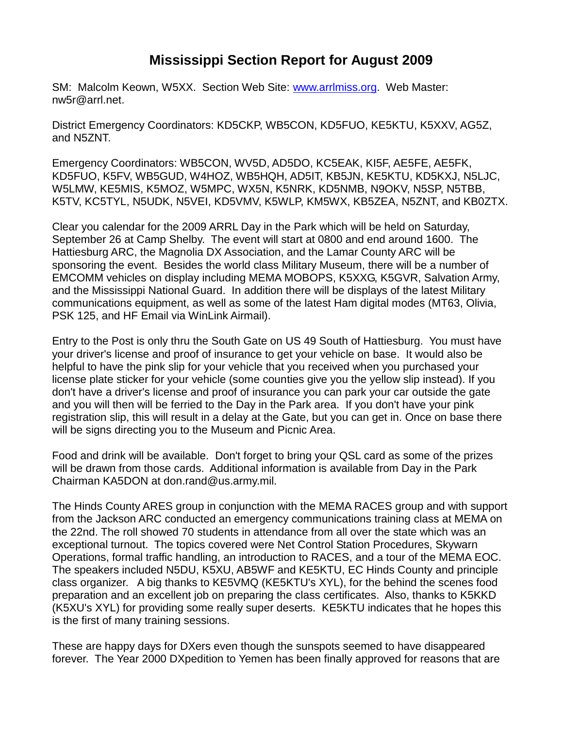# Mississippi Section Report for August 2009

SM: Malcolm Keown, W5XX. Section Web Site: www.arrlmiss.org. Web Master: nw5r@arrl.net.

District Emergency Coordinators: KD5CKP, WB5CON, KD5FUO, KE5KTU, K5XXV, AG5Z, and N5ZNT.

Emergency Coordinators: WB5CON, WV5D, AD5DO, KC5EAK, KI5F, AE5FE, AE5FK, KD5FUO, K5FV, WB5GUD, W4HOZ, WB5HQH, AD5IT, KB5JN, KE5KTU, KD5KXJ, N5LJC, W5LMW, KE5MIS, K5MOZ, W5MPC, WX5N, K5NRK, KD5NMB, N9OKV, N5SP, N5TBB, K5TV, KC5TYL, N5UDK, N5VEI, KD5VMV, K5WLP, KM5WX, KB5ZEA, N5ZNT, and KB0ZTX.

Clear you calendar for the 2009 ARRL Day in the Park which will be held on Saturday, September 26 at Camp Shelby. The event will start at 0800 and end around 1600. The Hattiesburg ARC, the Magnolia DX Association, and the Lamar County ARC will be sponsoring the event. Besides the world class Military Museum, there will be a number of EMCOMM vehicles on display including MEMA MOBOPS, K5XXG, K5GVR, Salvation Army, and the Mississippi National Guard. In addition there will be displays of the latest Military communications equipment, as well as some of the latest Ham digital modes (MT63, Olivia, PSK 125, and HF Email via WinLink Airmail).

Entry to the Post is only thru the South Gate on US 49 South of Hattiesburg. You must have your driver's license and proof of insurance to get your vehicle on base. It would also be helpful to have the pink slip for your vehicle that you received when you purchased your license plate sticker for your vehicle (some counties give you the yellow slip instead). If you don't have a driver's license and proof of insurance you can park your car outside the gate and you will then will be ferried to the Day in the Park area. If you don't have your pink registration slip, this will result in a delay at the Gate, but you can get in. Once on base there will be signs directing you to the Museum and Picnic Area.

Food and drink will be available. Don't forget to bring your QSL card as some of the prizes will be drawn from those cards. Additional information is available from Day in the Park Chairman KA5DON at don.rand@us.army.mil.

The Hinds County ARES group in conjunction with the MEMA RACES group and with support from the Jackson ARC conducted an emergency communications training class at MEMA on the 22nd. The roll showed 70 students in attendance from all over the state which was an exceptional turnout. The topics covered were Net Control Station Procedures, Skywarn Operations, formal traffic handling, an introduction to RACES, and a tour of the MEMA EOC. The speakers included N5DU, K5XU, AB5WF and KE5KTU, EC Hinds County and principle class organizer. A big thanks to KE5VMQ (KE5KTU's XYL), for the behind the scenes food preparation and an excellent job on preparing the class certificates. Also, thanks to K5KKD (K5XU's XYL) for providing some really super deserts. KE5KTU indicates that he hopes this is the first of many training sessions.

These are happy days for DXers even though the sunspots seemed to have disappeared forever. The Year 2000 DXpedition to Yemen has been finally approved for reasons that are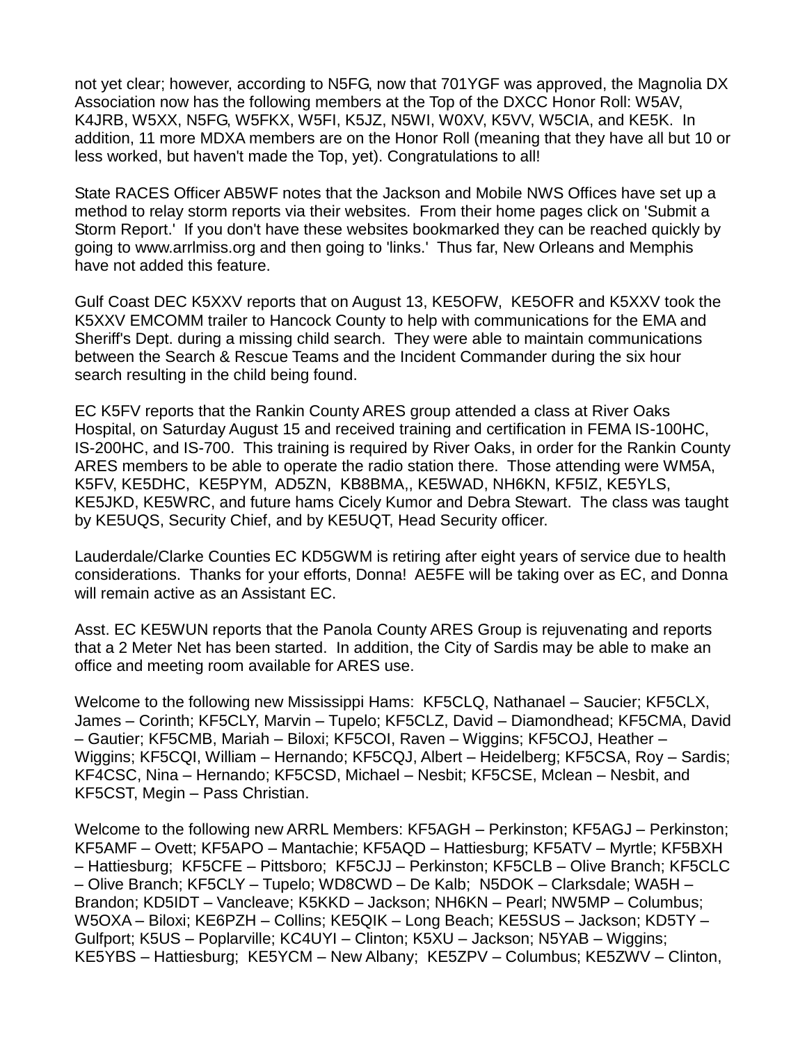not yet clear; however, according to N5FG, now that 701YGF was approved, the Magnolia DX Association now has the following members at the Top of the DXCC Honor Roll: W5AV, K4JRB, W5XX, N5FG, W5FKX, W5FI, K5JZ, N5WI, W0XV, K5VV, W5CIA, and KE5K. In addition, 11 more MDXA members are on the Honor Roll (meaning that they have all but 10 or less worked, but haven't made the Top, yet). Congratulations to all!

State RACES Officer AB5WF notes that the Jackson and Mobile NWS Offices have set up a method to relay storm reports via their websites. From their home pages click on 'Submit a Storm Report.' If you don't have these websites bookmarked they can be reached quickly by going to www.arrlmiss.org and then going to 'links.' Thus far, New Orleans and Memphis have not added this feature.

Gulf Coast DEC K5XXV reports that on August 13, KE5OFW, KE5OFR and K5XXV took the K5XXV EMCOMM trailer to Hancock County to help with communications for the EMA and Sheriff's Dept. during a missing child search. They were able to maintain communications between the Search & Rescue Teams and the Incident Commander during the six hour search resulting in the child being found.

EC K5FV reports that the Rankin County ARES group attended a class at River Oaks Hospital, on Saturday August 15 and received training and certification in FEMA IS-100HC, IS-200HC, and IS-700. This training is required by River Oaks, in order for the Rankin County ARES members to be able to operate the radio station there. Those attending were WM5A, K5FV, KE5DHC, KE5PYM, AD5ZN, KB8BMA,, KE5WAD, NH6KN, KF5IZ, KE5YLS, KE5JKD, KE5WRC, and future hams Cicely Kumor and Debra Stewart. The class was taught by KE5UQS, Security Chief, and by KE5UQT, Head Security officer.

Lauderdale/Clarke Counties EC KD5GWM is retiring after eight years of service due to health considerations. Thanks for your efforts, Donna! AE5FE will be taking over as EC, and Donna will remain active as an Assistant EC.

Asst. EC KE5WUN reports that the Panola County ARES Group is rejuvenating and reports that a 2 Meter Net has been started. In addition, the City of Sardis may be able to make an office and meeting room available for ARES use.

Welcome to the following new Mississippi Hams: KF5CLQ, Nathanael – Saucier; KF5CLX, James – Corinth; KF5CLY, Marvin – Tupelo; KF5CLZ, David – Diamondhead; KF5CMA, David – Gautier; KF5CMB, Mariah – Biloxi; KF5COI, Raven – Wiggins; KF5COJ, Heather – Wiggins; KF5CQI, William – Hernando; KF5CQJ, Albert – Heidelberg; KF5CSA, Roy – Sardis; KF4CSC, Nina – Hernando; KF5CSD, Michael – Nesbit; KF5CSE, Mclean – Nesbit, and KF5CST, Megin – Pass Christian.

Welcome to the following new ARRL Members: KF5AGH – Perkinston; KF5AGJ – Perkinston; KF5AMF – Ovett; KF5APO – Mantachie; KF5AQD – Hattiesburg; KF5ATV – Myrtle; KF5BXH – Hattiesburg; KF5CFE – Pittsboro; KF5CJJ – Perkinston; KF5CLB – Olive Branch; KF5CLC – Olive Branch; KF5CLY – Tupelo; WD8CWD – De Kalb; N5DOK – Clarksdale; WA5H – Brandon; KD5IDT – Vancleave; K5KKD – Jackson; NH6KN – Pearl; NW5MP – Columbus; W5OXA – Biloxi; KE6PZH – Collins; KE5QIK – Long Beach; KE5SUS – Jackson; KD5TY – Gulfport; K5US – Poplarville; KC4UYI – Clinton; K5XU – Jackson; N5YAB – Wiggins; KE5YBS – Hattiesburg; KE5YCM – New Albany; KE5ZPV – Columbus; KE5ZWV – Clinton,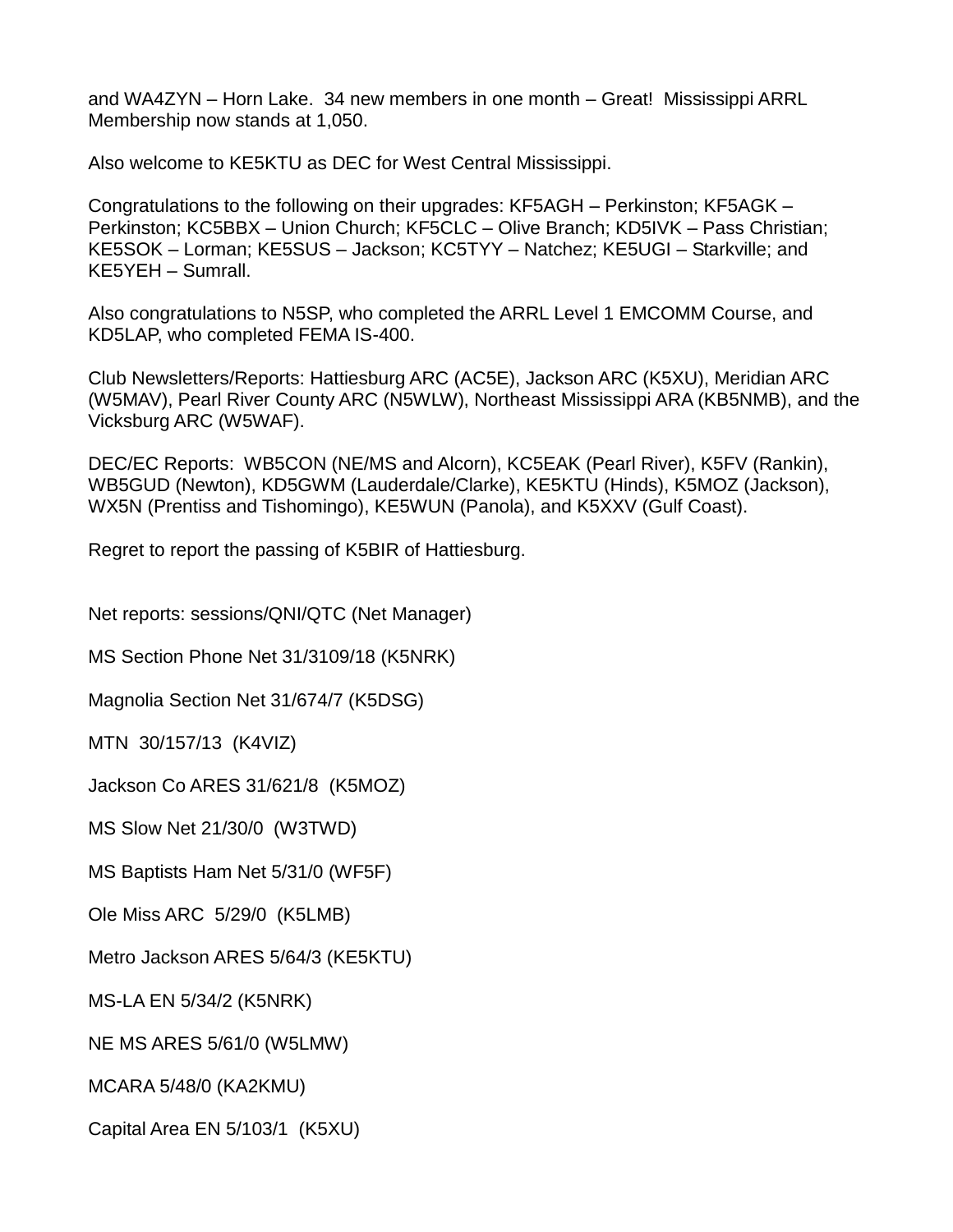and WA4ZYN – Horn Lake.  34 new members in one month – Great!  Mississippi ARRL Membership now stands at 1,050.

Also welcome to KE5KTU as DEC for West Central Mississippi.

Congratulations to the following on their upgrades: KF5AGH – Perkinston; KF5AGK – Perkinston; KC5BBX – Union Church; KF5CLC – Olive Branch; KD5IVK – Pass Christian; KE5SOK – Lorman; KE5SUS – Jackson; KC5TYY – Natchez; KE5UGI – Starkville; and KE5YEH – Sumrall.

Also congratulations to N5SP, who completed the ARRL Level 1 EMCOMM Course, and KD5LAP, who completed FEMA IS-400.

Club Newsletters/Reports: Hattiesburg ARC (AC5E), Jackson ARC (K5XU), Meridian ARC (W5MAV), Pearl River County ARC (N5WLW), Northeast Mississippi ARA (KB5NMB), and the Vicksburg ARC (W5WAF).

DEC/EC Reports:  WB5CON (NE/MS and Alcorn), KC5EAK (Pearl River), K5FV (Rankin), WB5GUD (Newton), KD5GWM (Lauderdale/Clarke), KE5KTU (Hinds), K5MOZ (Jackson), WX5N (Prentiss and Tishomingo), KE5WUN (Panola), and K5XXV (Gulf Coast).

Regret to report the passing of K5BIR of Hattiesburg.

Net reports: sessions/QNI/QTC (Net Manager)

MS Section Phone Net 31/3109/18 (K5NRK)

Magnolia Section Net 31/674/7 (K5DSG)

MTN  30/157/13  (K4VIZ)

Jackson Co ARES 31/621/8  (K5MOZ)

MS Slow Net 21/30/0  (W3TWD)

MS Baptists Ham Net 5/31/0 (WF5F)

Ole Miss ARC  5/29/0  (K5LMB)

Metro Jackson ARES 5/64/3 (KE5KTU)

MS-LA EN 5/34/2 (K5NRK)

NE MS ARES 5/61/0 (W5LMW)

MCARA 5/48/0 (KA2KMU)

Capital Area EN 5/103/1  (K5XU)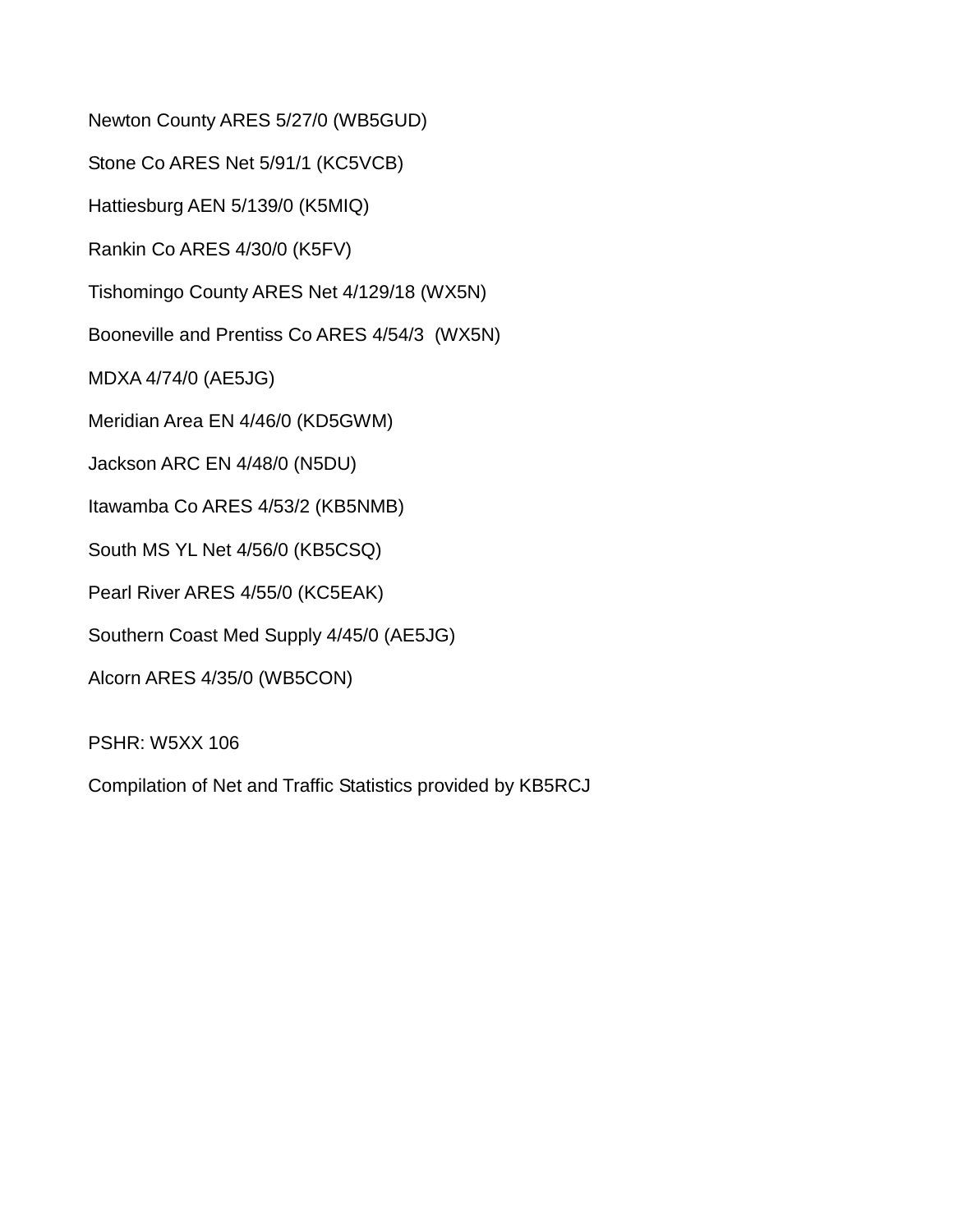Newton County ARES 5/27/0 (WB5GUD)

Stone Co ARES Net 5/91/1 (KC5VCB)

Hattiesburg AEN 5/139/0 (K5MIQ)

Rankin Co ARES 4/30/0 (K5FV)

Tishomingo County ARES Net 4/129/18 (WX5N)

Booneville and Prentiss Co ARES 4/54/3 (WX5N)

MDXA 4/74/0 (AE5JG)

Meridian Area EN 4/46/0 (KD5GWM)

Jackson ARC EN 4/48/0 (N5DU)

Itawamba Co ARES 4/53/2 (KB5NMB)

South MS YL Net 4/56/0 (KB5CSQ)

Pearl River ARES 4/55/0 (KC5EAK)

Southern Coast Med Supply 4/45/0 (AE5JG)

Alcorn ARES 4/35/0 (WB5CON)

PSHR: W5XX 106

Compilation of Net and Traffic Statistics provided by KB5RCJ